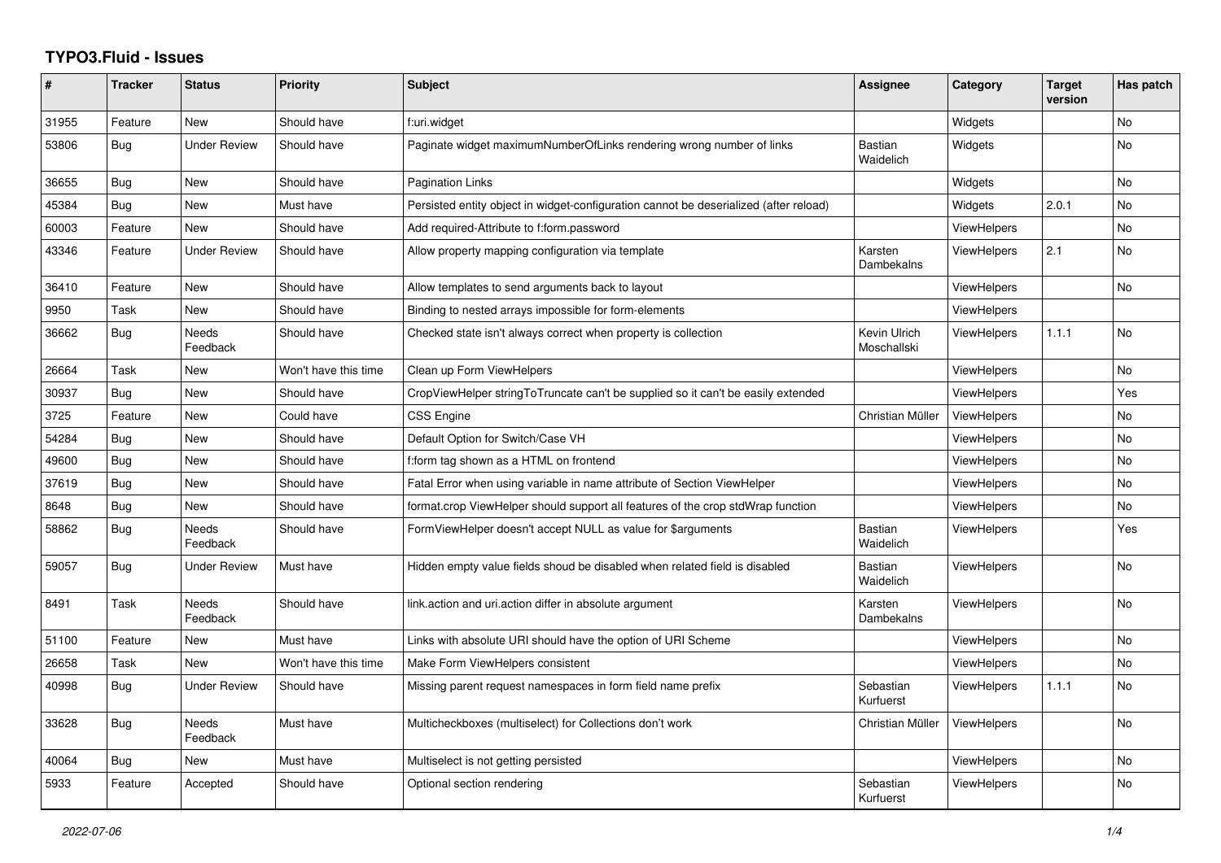# TYPO3.Fluid - Issues

| # | Tracker | Status | Priority | Subject | Assignee | Category | Target version | Has patch |
|---|---|---|---|---|---|---|---|---|
| 31955 | Feature | New | Should have | f:uri.widget | | Widgets | | No |
| 53806 | Bug | Under Review | Should have | Paginate widget maximumNumberOfLinks rendering wrong number of links | Bastian Waidelich | Widgets | | No |
| 36655 | Bug | New | Should have | Pagination Links | | Widgets | | No |
| 45384 | Bug | New | Must have | Persisted entity object in widget-configuration cannot be deserialized (after reload) | | Widgets | 2.0.1 | No |
| 60003 | Feature | New | Should have | Add required-Attribute to f:form.password | | ViewHelpers | | No |
| 43346 | Feature | Under Review | Should have | Allow property mapping configuration via template | Karsten Dambekalns | ViewHelpers | 2.1 | No |
| 36410 | Feature | New | Should have | Allow templates to send arguments back to layout | | ViewHelpers | | No |
| 9950 | Task | New | Should have | Binding to nested arrays impossible for form-elements | | ViewHelpers | | |
| 36662 | Bug | Needs Feedback | Should have | Checked state isn't always correct when property is collection | Kevin Ulrich Moschallski | ViewHelpers | 1.1.1 | No |
| 26664 | Task | New | Won't have this time | Clean up Form ViewHelpers | | ViewHelpers | | No |
| 30937 | Bug | New | Should have | CropViewHelper stringToTruncate can't be supplied so it can't be easily extended | | ViewHelpers | | Yes |
| 3725 | Feature | New | Could have | CSS Engine | Christian Müller | ViewHelpers | | No |
| 54284 | Bug | New | Should have | Default Option for Switch/Case VH | | ViewHelpers | | No |
| 49600 | Bug | New | Should have | f:form tag shown as a HTML on frontend | | ViewHelpers | | No |
| 37619 | Bug | New | Should have | Fatal Error when using variable in name attribute of Section ViewHelper | | ViewHelpers | | No |
| 8648 | Bug | New | Should have | format.crop ViewHelper should support all features of the crop stdWrap function | | ViewHelpers | | No |
| 58862 | Bug | Needs Feedback | Should have | FormViewHelper doesn't accept NULL as value for $arguments | Bastian Waidelich | ViewHelpers | | Yes |
| 59057 | Bug | Under Review | Must have | Hidden empty value fields shoud be disabled when related field is disabled | Bastian Waidelich | ViewHelpers | | No |
| 8491 | Task | Needs Feedback | Should have | link.action and uri.action differ in absolute argument | Karsten Dambekalns | ViewHelpers | | No |
| 51100 | Feature | New | Must have | Links with absolute URI should have the option of URI Scheme | | ViewHelpers | | No |
| 26658 | Task | New | Won't have this time | Make Form ViewHelpers consistent | | ViewHelpers | | No |
| 40998 | Bug | Under Review | Should have | Missing parent request namespaces in form field name prefix | Sebastian Kurfuerst | ViewHelpers | 1.1.1 | No |
| 33628 | Bug | Needs Feedback | Must have | Multicheckboxes (multiselect) for Collections don't work | Christian Müller | ViewHelpers | | No |
| 40064 | Bug | New | Must have | Multiselect is not getting persisted | | ViewHelpers | | No |
| 5933 | Feature | Accepted | Should have | Optional section rendering | Sebastian Kurfuerst | ViewHelpers | | No |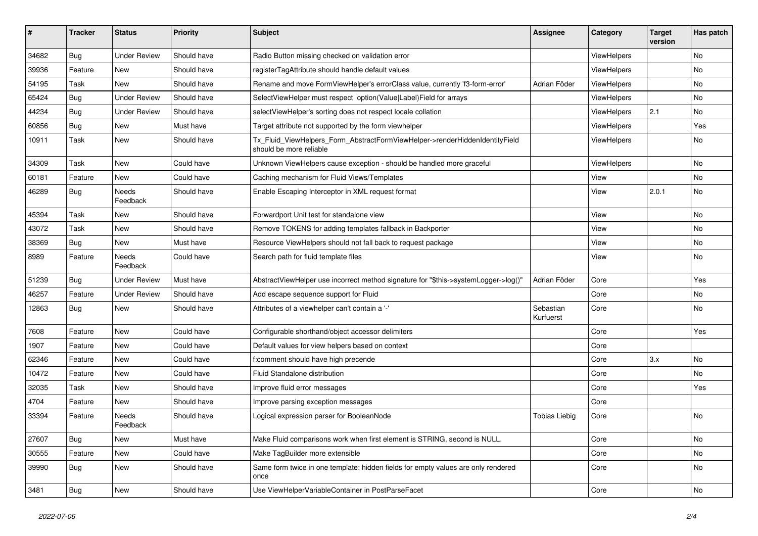| # | Tracker | Status | Priority | Subject | Assignee | Category | Target version | Has patch |
|---|---|---|---|---|---|---|---|---|
| 34682 | Bug | Under Review | Should have | Radio Button missing checked on validation error | | ViewHelpers | | No |
| 39936 | Feature | New | Should have | registerTagAttribute should handle default values | | ViewHelpers | | No |
| 54195 | Task | New | Should have | Rename and move FormViewHelper's errorClass value, currently 'f3-form-error' | Adrian Föder | ViewHelpers | | No |
| 65424 | Bug | Under Review | Should have | SelectViewHelper must respect option(Value\|Label)Field for arrays | | ViewHelpers | | No |
| 44234 | Bug | Under Review | Should have | selectViewHelper's sorting does not respect locale collation | | ViewHelpers | 2.1 | No |
| 60856 | Bug | New | Must have | Target attribute not supported by the form viewhelper | | ViewHelpers | | Yes |
| 10911 | Task | New | Should have | Tx_Fluid_ViewHelpers_Form_AbstractFormViewHelper->renderHiddenIdentityField should be more reliable | | ViewHelpers | | No |
| 34309 | Task | New | Could have | Unknown ViewHelpers cause exception - should be handled more graceful | | ViewHelpers | | No |
| 60181 | Feature | New | Could have | Caching mechanism for Fluid Views/Templates | | View | | No |
| 46289 | Bug | Needs Feedback | Should have | Enable Escaping Interceptor in XML request format | | View | 2.0.1 | No |
| 45394 | Task | New | Should have | Forwardport Unit test for standalone view | | View | | No |
| 43072 | Task | New | Should have | Remove TOKENS for adding templates fallback in Backporter | | View | | No |
| 38369 | Bug | New | Must have | Resource ViewHelpers should not fall back to request package | | View | | No |
| 8989 | Feature | Needs Feedback | Could have | Search path for fluid template files | | View | | No |
| 51239 | Bug | Under Review | Must have | AbstractViewHelper use incorrect method signature for "$this->systemLogger->log()" | Adrian Föder | Core | | Yes |
| 46257 | Feature | Under Review | Should have | Add escape sequence support for Fluid | | Core | | No |
| 12863 | Bug | New | Should have | Attributes of a viewhelper can't contain a '-' | Sebastian Kurfuerst | Core | | No |
| 7608 | Feature | New | Could have | Configurable shorthand/object accessor delimiters | | Core | | Yes |
| 1907 | Feature | New | Could have | Default values for view helpers based on context | | Core | | |
| 62346 | Feature | New | Could have | f:comment should have high precende | | Core | 3.x | No |
| 10472 | Feature | New | Could have | Fluid Standalone distribution | | Core | | No |
| 32035 | Task | New | Should have | Improve fluid error messages | | Core | | Yes |
| 4704 | Feature | New | Should have | Improve parsing exception messages | | Core | | |
| 33394 | Feature | Needs Feedback | Should have | Logical expression parser for BooleanNode | Tobias Liebig | Core | | No |
| 27607 | Bug | New | Must have | Make Fluid comparisons work when first element is STRING, second is NULL. | | Core | | No |
| 30555 | Feature | New | Could have | Make TagBuilder more extensible | | Core | | No |
| 39990 | Bug | New | Should have | Same form twice in one template: hidden fields for empty values are only rendered once | | Core | | No |
| 3481 | Bug | New | Should have | Use ViewHelperVariableContainer in PostParseFacet | | Core | | No |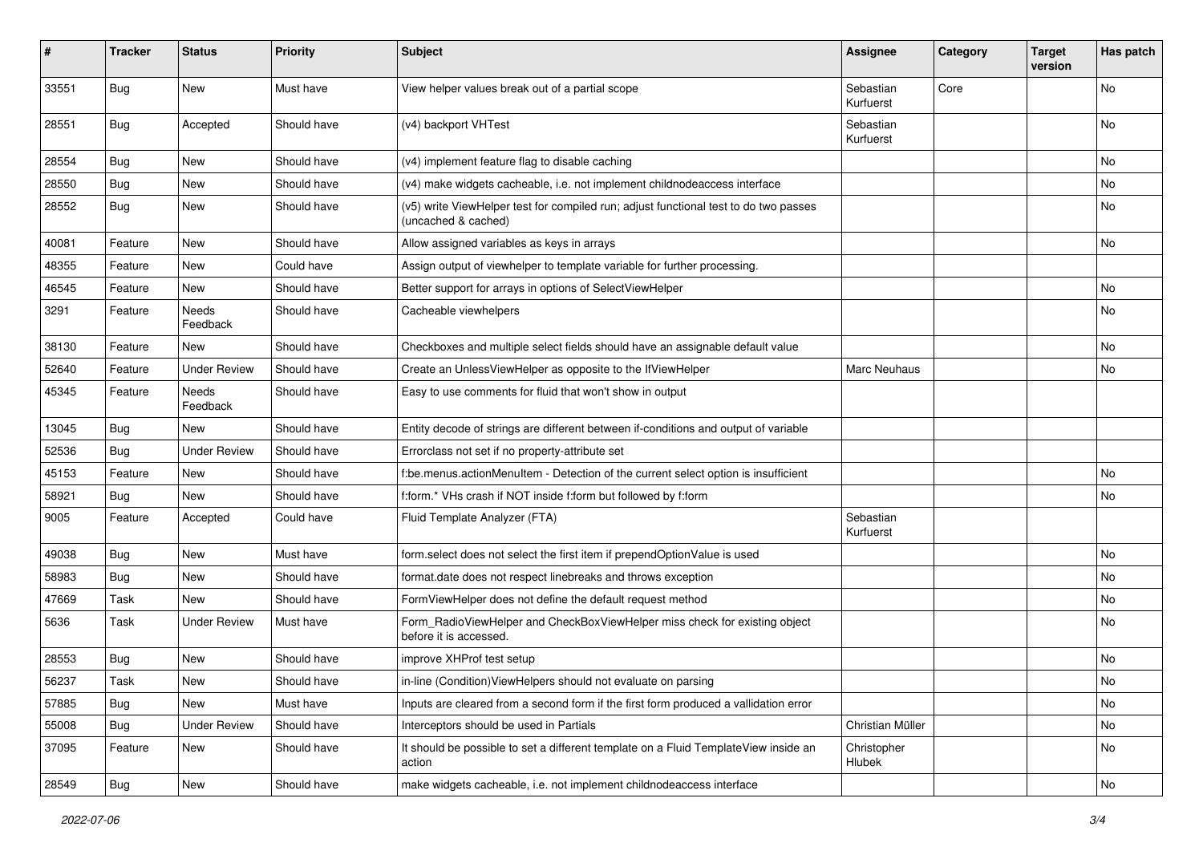| # | Tracker | Status | Priority | Subject | Assignee | Category | Target version | Has patch |
|---|---|---|---|---|---|---|---|---|
| 33551 | Bug | New | Must have | View helper values break out of a partial scope | Sebastian Kurfuerst | Core | | No |
| 28551 | Bug | Accepted | Should have | (v4) backport VHTest | Sebastian Kurfuerst | | | No |
| 28554 | Bug | New | Should have | (v4) implement feature flag to disable caching | | | | No |
| 28550 | Bug | New | Should have | (v4) make widgets cacheable, i.e. not implement childnodeaccess interface | | | | No |
| 28552 | Bug | New | Should have | (v5) write ViewHelper test for compiled run; adjust functional test to do two passes (uncached & cached) | | | | No |
| 40081 | Feature | New | Should have | Allow assigned variables as keys in arrays | | | | No |
| 48355 | Feature | New | Could have | Assign output of viewhelper to template variable for further processing. | | | | |
| 46545 | Feature | New | Should have | Better support for arrays in options of SelectViewHelper | | | | No |
| 3291 | Feature | Needs Feedback | Should have | Cacheable viewhelpers | | | | No |
| 38130 | Feature | New | Should have | Checkboxes and multiple select fields should have an assignable default value | | | | No |
| 52640 | Feature | Under Review | Should have | Create an UnlessViewHelper as opposite to the IfViewHelper | Marc Neuhaus | | | No |
| 45345 | Feature | Needs Feedback | Should have | Easy to use comments for fluid that won't show in output | | | | |
| 13045 | Bug | New | Should have | Entity decode of strings are different between if-conditions and output of variable | | | | |
| 52536 | Bug | Under Review | Should have | Errorclass not set if no property-attribute set | | | | |
| 45153 | Feature | New | Should have | f:be.menus.actionMenuItem - Detection of the current select option is insufficient | | | | No |
| 58921 | Bug | New | Should have | f:form.* VHs crash if NOT inside f:form but followed by f:form | | | | No |
| 9005 | Feature | Accepted | Could have | Fluid Template Analyzer (FTA) | Sebastian Kurfuerst | | | |
| 49038 | Bug | New | Must have | form.select does not select the first item if prependOptionValue is used | | | | No |
| 58983 | Bug | New | Should have | format.date does not respect linebreaks and throws exception | | | | No |
| 47669 | Task | New | Should have | FormViewHelper does not define the default request method | | | | No |
| 5636 | Task | Under Review | Must have | Form_RadioViewHelper and CheckBoxViewHelper miss check for existing object before it is accessed. | | | | No |
| 28553 | Bug | New | Should have | improve XHProf test setup | | | | No |
| 56237 | Task | New | Should have | in-line (Condition)ViewHelpers should not evaluate on parsing | | | | No |
| 57885 | Bug | New | Must have | Inputs are cleared from a second form if the first form produced a vallidation error | | | | No |
| 55008 | Bug | Under Review | Should have | Interceptors should be used in Partials | Christian Müller | | | No |
| 37095 | Feature | New | Should have | It should be possible to set a different template on a Fluid TemplateView inside an action | Christopher Hlubek | | | No |
| 28549 | Bug | New | Should have | make widgets cacheable, i.e. not implement childnodeaccess interface | | | | No |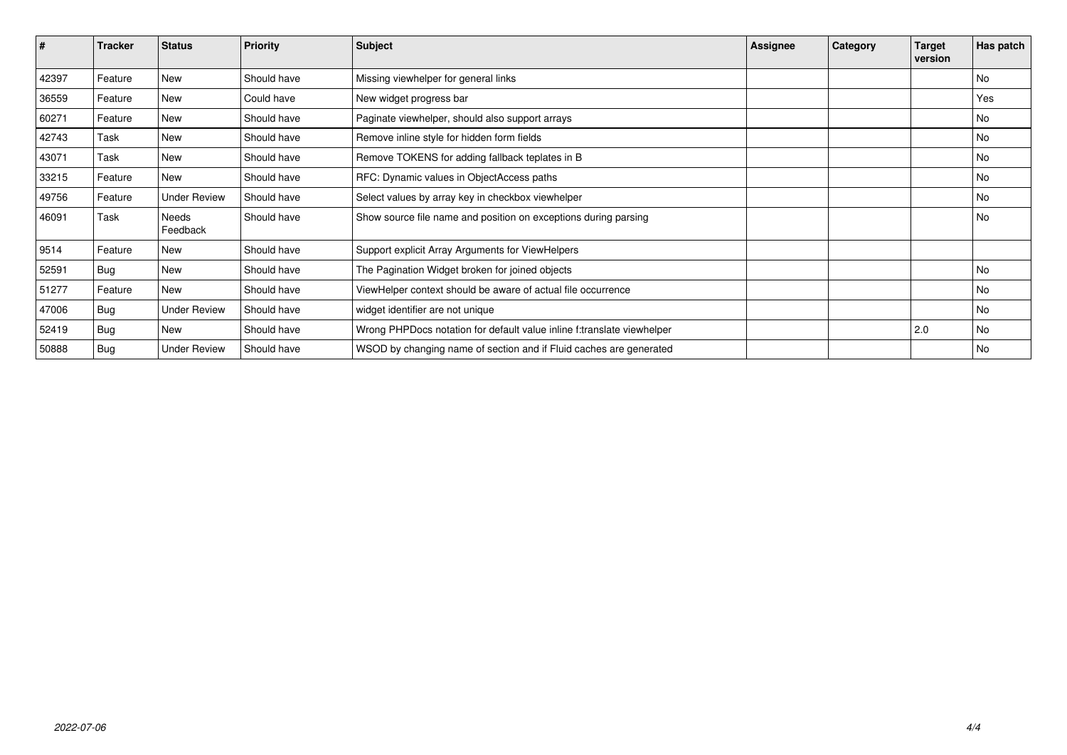| # | Tracker | Status | Priority | Subject | Assignee | Category | Target version | Has patch |
|---|---|---|---|---|---|---|---|---|
| 42397 | Feature | New | Should have | Missing viewhelper for general links | | | | No |
| 36559 | Feature | New | Could have | New widget progress bar | | | | Yes |
| 60271 | Feature | New | Should have | Paginate viewhelper, should also support arrays | | | | No |
| 42743 | Task | New | Should have | Remove inline style for hidden form fields | | | | No |
| 43071 | Task | New | Should have | Remove TOKENS for adding fallback teplates in B | | | | No |
| 33215 | Feature | New | Should have | RFC: Dynamic values in ObjectAccess paths | | | | No |
| 49756 | Feature | Under Review | Should have | Select values by array key in checkbox viewhelper | | | | No |
| 46091 | Task | Needs Feedback | Should have | Show source file name and position on exceptions during parsing | | | | No |
| 9514 | Feature | New | Should have | Support explicit Array Arguments for ViewHelpers | | | | |
| 52591 | Bug | New | Should have | The Pagination Widget broken for joined objects | | | | No |
| 51277 | Feature | New | Should have | ViewHelper context should be aware of actual file occurrence | | | | No |
| 47006 | Bug | Under Review | Should have | widget identifier are not unique | | | | No |
| 52419 | Bug | New | Should have | Wrong PHPDocs notation for default value inline f:translate viewhelper | | | 2.0 | No |
| 50888 | Bug | Under Review | Should have | WSOD by changing name of section and if Fluid caches are generated | | | | No |

2022-07-06